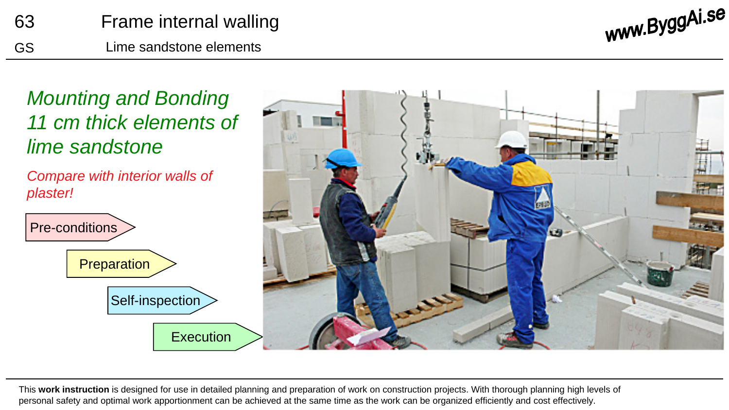63 GS

# Frame internal walling

## Lime sandstone elements

www.ByggAi.se

*Mounting and Bonding 11 cm thick elements of lime sandstone*

*Compare with interior walls of plaster!*

- Pre-conditions
- Preparation
- Self-inspection
- Execution

This **work instruction** is designed for use in detailed planning and preparation of work on construction projects. With thorough planning high levels of personal safety and optimal work apportionment can be achieved at the same time as the work can be organized efficiently and cost effectively.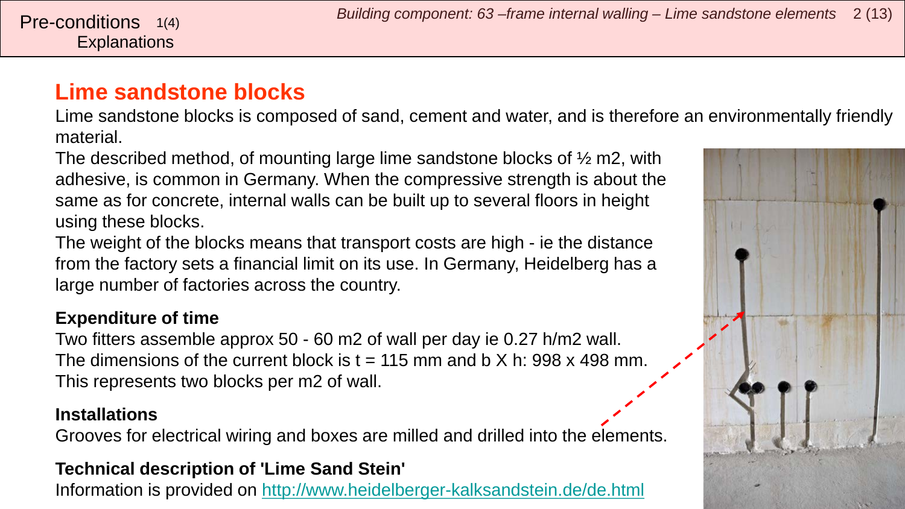## Lime sandstone blocks

Lime sandstone blocks is composed of sand, cement and water, and is therefore an environmentally friendly material.

The described method, of mounting large lime sandstone blocks of ½ m2, with adhesive, is common in Germany. When the compressive strength is about the same as for concrete, internal walls can be built up to several floors in height using these blocks.

The weight of the blocks means that transport costs are high - ie the distance from the factory sets a financial limit on its use. In Germany, Heidelberg has a large number of factories across the country.

**Expenditure of time**

Two fitters assemble approx 50 - 60 m2 of wall per day ie 0.27 h/m2 wall.
The dimensions of the current block is t = 115 mm and b X h: 998 x 498 mm.
This represents two blocks per m2 of wall.

**Installations**

Grooves for electrical wiring and boxes are milled and drilled into the elements.

**Technical description of 'Lime Sand Stein'**

Information is provided on http://www.heidelberger-kalksandstein.de/de.html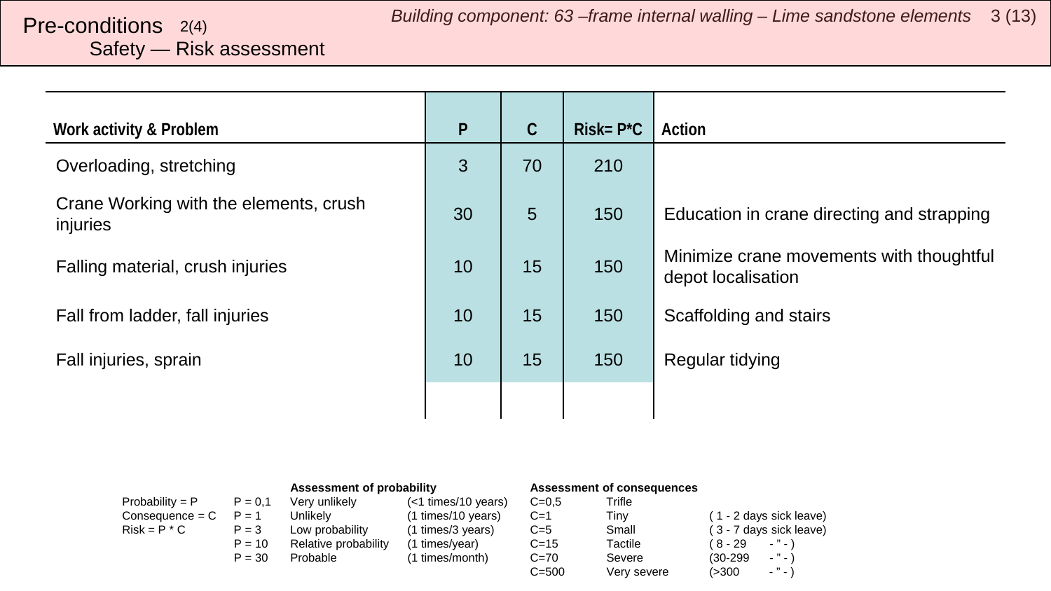# Pre-conditions 2(4)

## Safety — Risk assessment

| Work activity & Problem | P | C | Risk= P*C | Action |
|---|---|---|---|---|
| Overloading, stretching | 3 | 70 | 210 | |
| Crane Working with the elements, crush injuries | 30 | 5 | 150 | Education in crane directing and strapping |
| Falling material, crush injuries | 10 | 15 | 150 | Minimize crane movements with thoughtful depot localisation |
| Fall from ladder, fall injuries | 10 | 15 | 150 | Scaffolding and stairs |
| Fall injuries, sprain | 10 | 15 | 150 | Regular tidying |
| | | | | |

| | | **Assessment of probability** | | **Assessment of consequences** | | |
|---|---|---|---|---|---|---|
| Probability = P | P = 0,1 | Very unlikely | (<1 times/10 years) | C=0,5 | Trifle | |
| Consequence = C | P = 1 | Unlikely | (1 times/10 years) | C=1 | Tiny | ( 1 - 2 days sick leave) |
| Risk = P * C | P = 3 | Low probability | (1 times/3 years) | C=5 | Small | ( 3 - 7 days sick leave) |
| | P = 10 | Relative probability | (1 times/year) | C=15 | Tactile | ( 8 - 29 - " - ) |
| | P = 30 | Probable | (1 times/month) | C=70 | Severe | (30-299 - " - ) |
| | | | | C=500 | Very severe | (>300 - " - ) |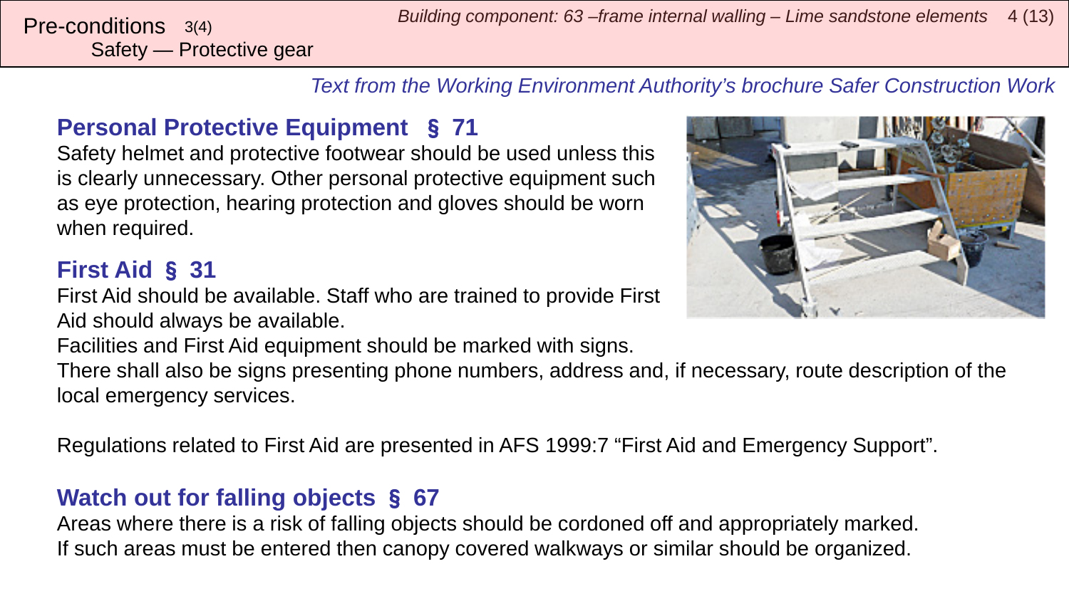Pre-conditions 3(4)
Safety — Protective gear

Building component: 63 –frame internal walling – Lime sandstone elements

*Text from the Working Environment Authority's brochure Safer Construction Work*

## Personal Protective Equipment § 71

Safety helmet and protective footwear should be used unless this is clearly unnecessary. Other personal protective equipment such as eye protection, hearing protection and gloves should be worn when required.

## First Aid § 31

First Aid should be available. Staff who are trained to provide First Aid should always be available.
Facilities and First Aid equipment should be marked with signs.
There shall also be signs presenting phone numbers, address and, if necessary, route description of the local emergency services.

Regulations related to First Aid are presented in AFS 1999:7 "First Aid and Emergency Support".

## Watch out for falling objects § 67

Areas where there is a risk of falling objects should be cordoned off and appropriately marked.
If such areas must be entered then canopy covered walkways or similar should be organized.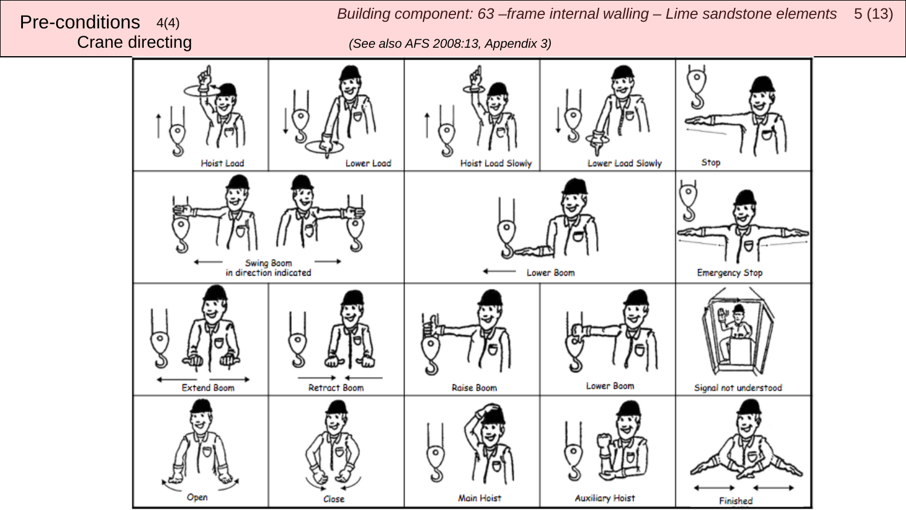# Pre-conditions 4(4)
## Crane directing

*Building component: 63 –frame internal walling – Lime sandstone elements*

*(See also AFS 2008:13, Appendix 3)*

Hoist Load | Lower Load | Hoist Load Slowly | Lower Load Slowly | Stop

Swing Boom in direction indicated | Lower Boom | Emergency Stop

Extend Boom | Retract Boom | Raise Boom | Lower Boom | Signal not understood

Open | Close | Main Hoist | Auxiliary Hoist | Finished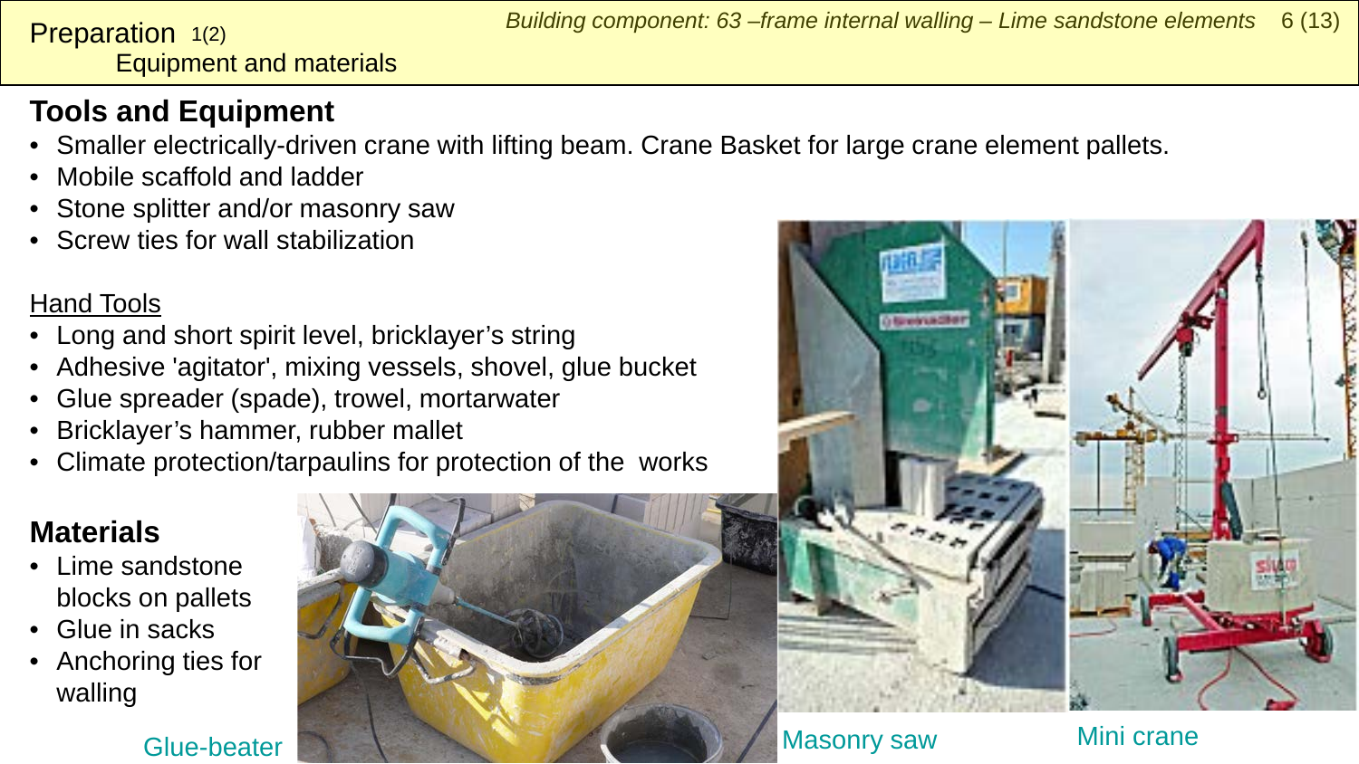# Preparation 1(2)

## Equipment and materials

### Tools and Equipment

- Smaller electrically-driven crane with lifting beam. Crane Basket for large crane element pallets.
- Mobile scaffold and ladder
- Stone splitter and/or masonry saw
- Screw ties for wall stabilization

Hand Tools

- Long and short spirit level, bricklayer's string
- Adhesive 'agitator', mixing vessels, shovel, glue bucket
- Glue spreader (spade), trowel, mortarwater
- Bricklayer's hammer, rubber mallet
- Climate protection/tarpaulins for protection of the works

### Materials

- Lime sandstone blocks on pallets
- Glue in sacks
- Anchoring ties for walling

Glue-beater

Masonry saw

Mini crane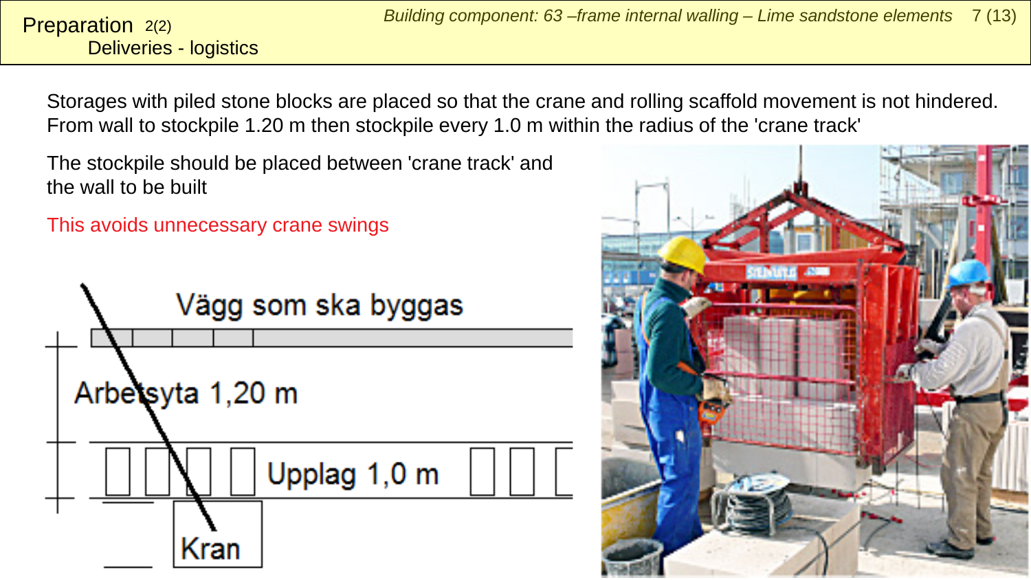# Preparation 2(2)

## Deliveries - logistics

Storages with piled stone blocks are placed so that the crane and rolling scaffold movement is not hindered. From wall to stockpile 1.20 m then stockpile every 1.0 m within the radius of the 'crane track'

The stockpile should be placed between 'crane track' and the wall to be built

This avoids unnecessary crane swings

Vägg som ska byggas

Arbetsyta 1,20 m

Upplag 1,0 m

Kran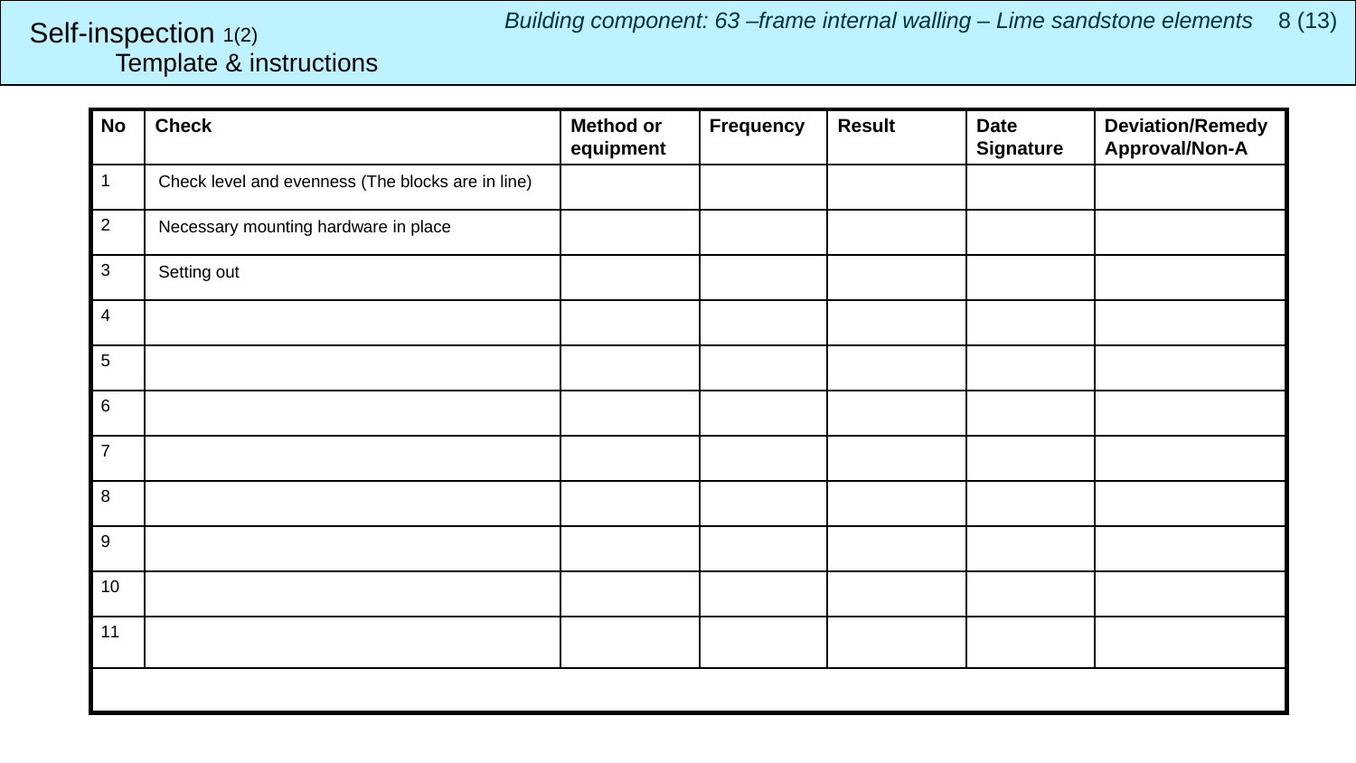# Self-inspection 1(2)
## Template & instructions

*Building component: 63 –frame internal walling – Lime sandstone elements*

| No | Check | Method or equipment | Frequency | Result | Date Signature | Deviation/Remedy Approval/Non-A |
|---|---|---|---|---|---|---|
| 1 | Check level and evenness (The blocks are in line) | | | | | |
| 2 | Necessary mounting hardware in place | | | | | |
| 3 | Setting out | | | | | |
| 4 | | | | | | |
| 5 | | | | | | |
| 6 | | | | | | |
| 7 | | | | | | |
| 8 | | | | | | |
| 9 | | | | | | |
| 10 | | | | | | |
| 11 | | | | | | |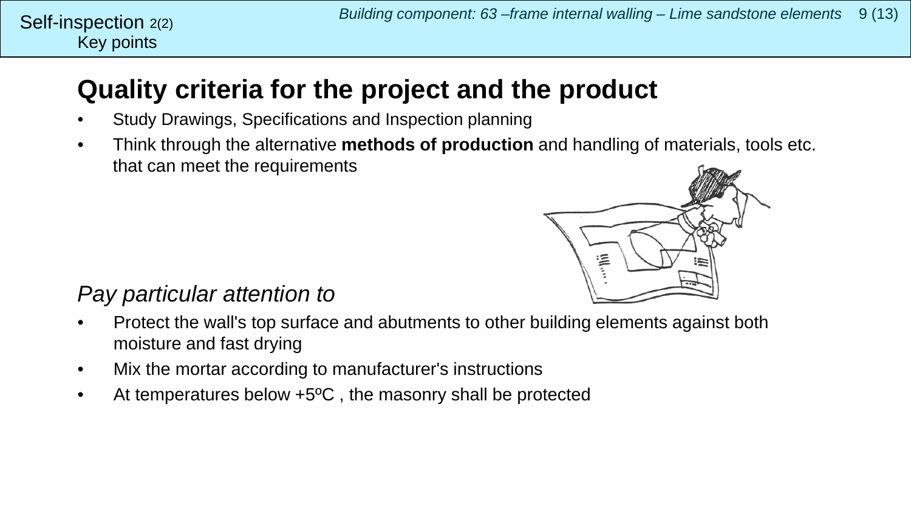Self-inspection 2(2)
Key points

# Quality criteria for the project and the product

- Study Drawings, Specifications and Inspection planning
- Think through the alternative **methods of production** and handling of materials, tools etc. that can meet the requirements

*Pay particular attention to*

- Protect the wall's top surface and abutments to other building elements against both moisture and fast drying
- Mix the mortar according to manufacturer's instructions
- At temperatures below +5ºC , the masonry shall be protected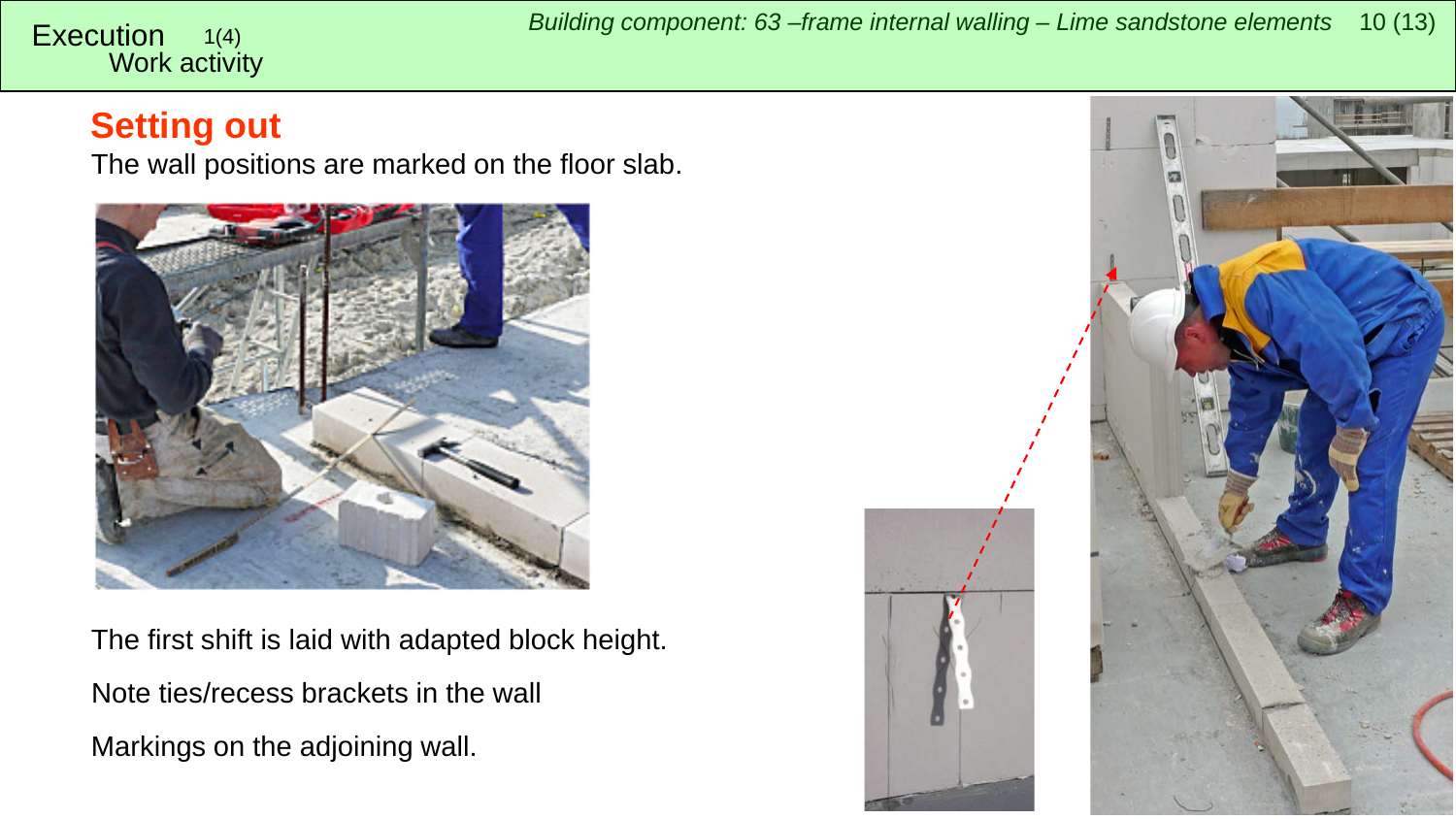Execution 1(4)
Work activity

## Setting out

The wall positions are marked on the floor slab.

The first shift is laid with adapted block height.

Note ties/recess brackets in the wall

Markings on the adjoining wall.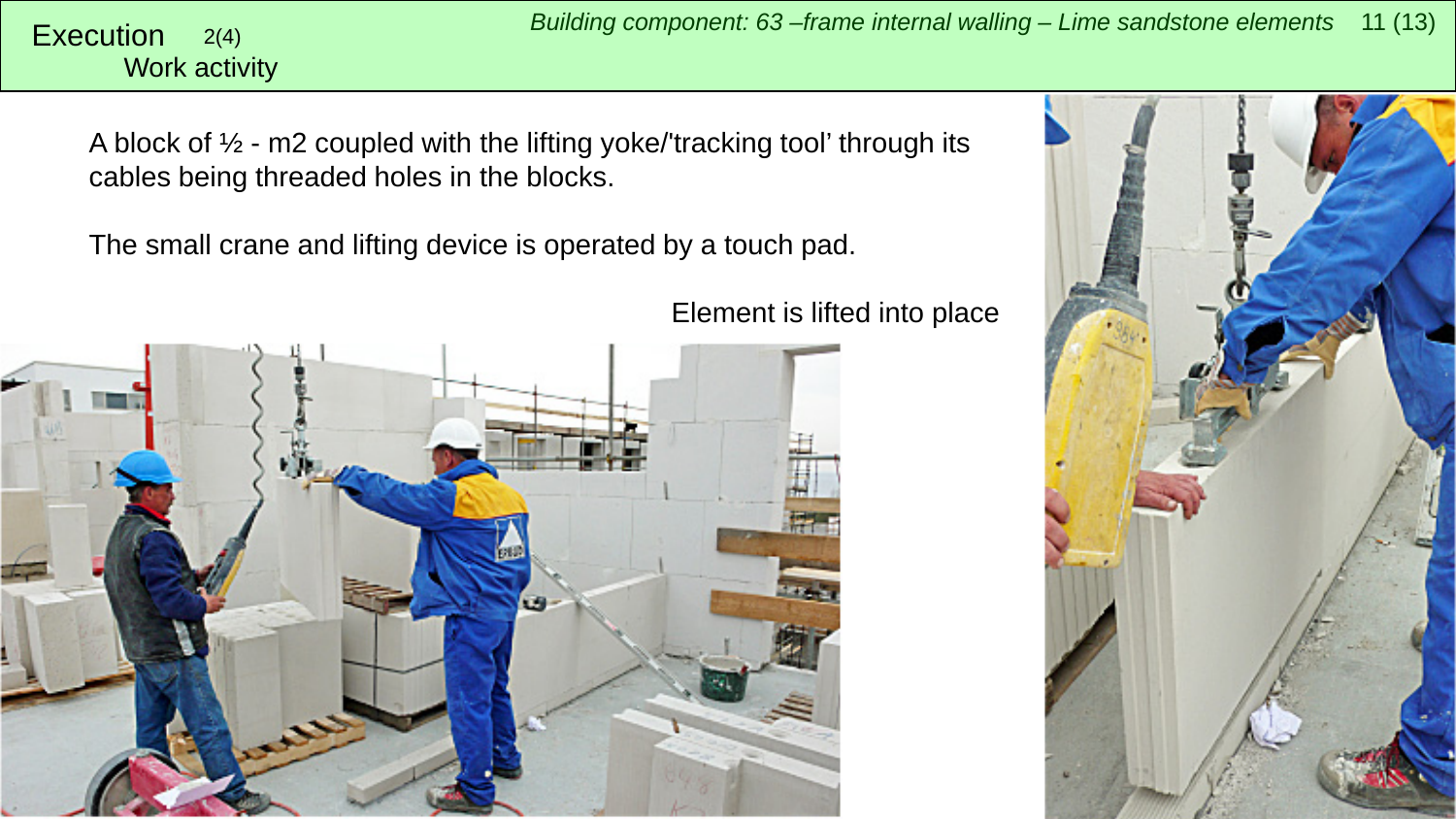# Execution 2(4)

## Work activity

*Building component: 63 –frame internal walling – Lime sandstone elements*

A block of ½ - m2 coupled with the lifting yoke/'tracking tool' through its cables being threaded holes in the blocks.

The small crane and lifting device is operated by a touch pad.

Element is lifted into place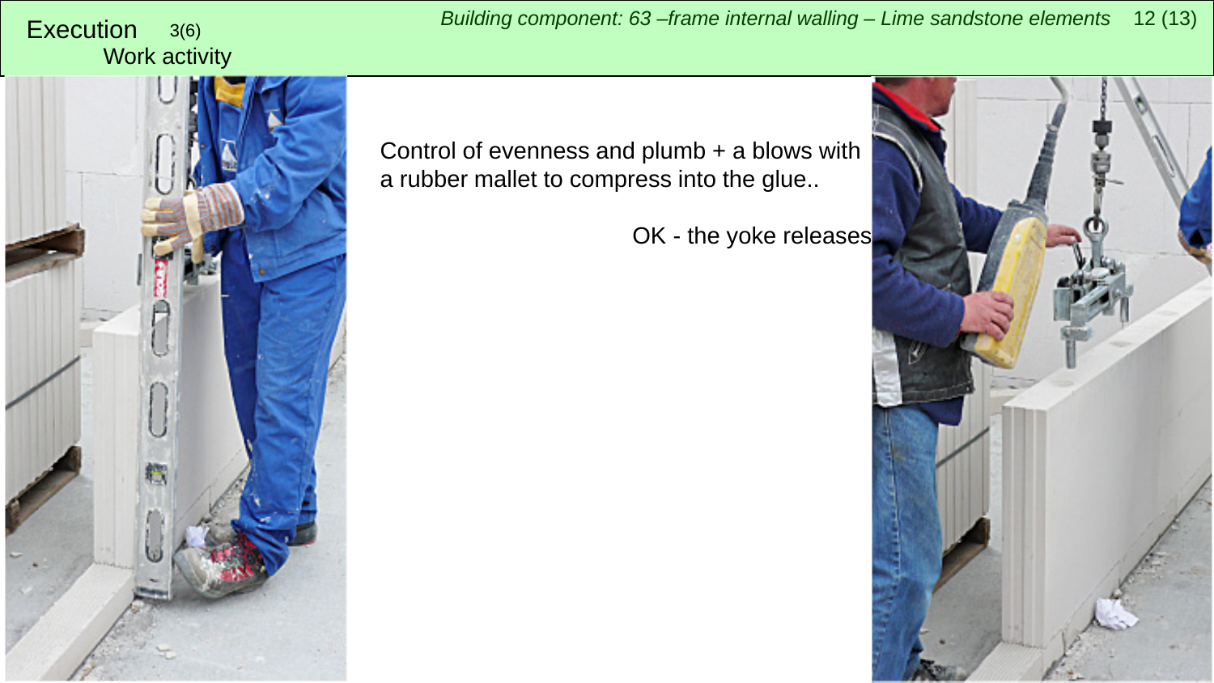# Execution 3(6)

## Work activity

Control of evenness and plumb + a blows with a rubber mallet to compress into the glue..

OK - the yoke releases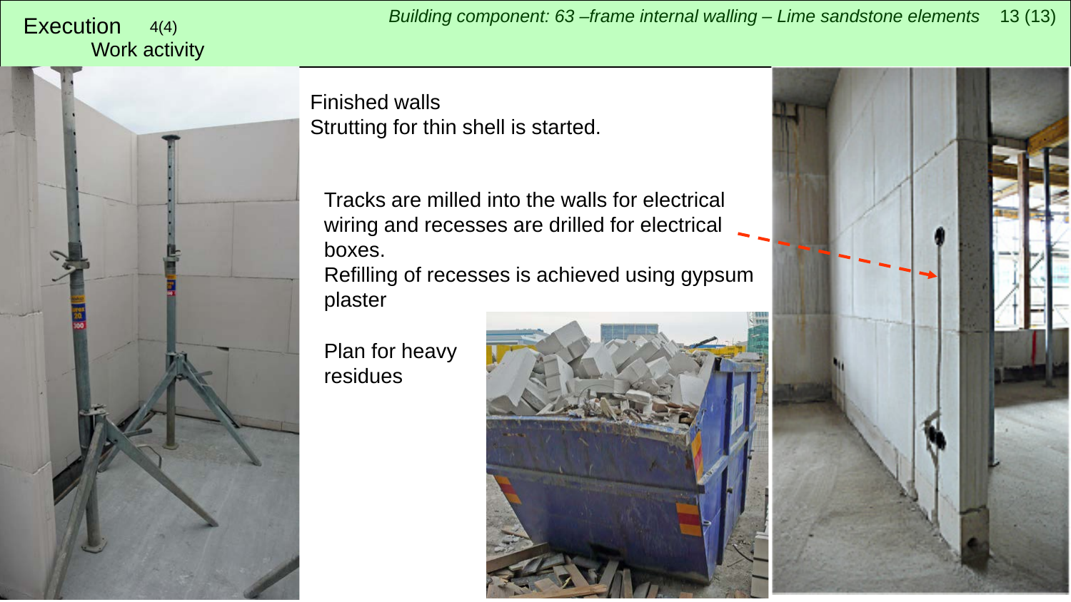# Execution 4(4)

## Work activity

*Building component: 63 –frame internal walling – Lime sandstone elements*

Finished walls
Strutting for thin shell is started.

Tracks are milled into the walls for electrical wiring and recesses are drilled for electrical boxes.
Refilling of recesses is achieved using gypsum plaster

Plan for heavy residues